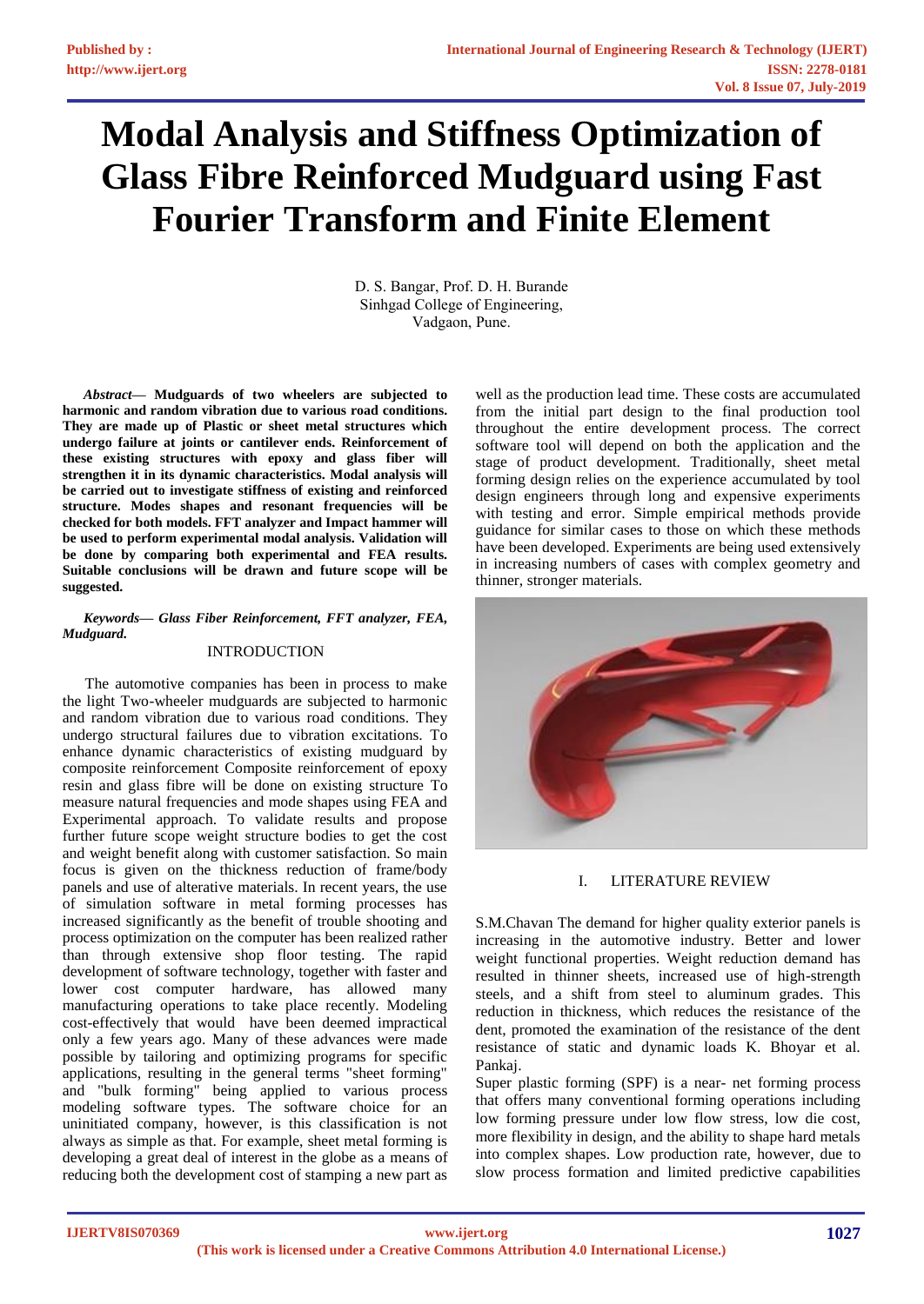# Modal Analysis and Stiffness Optimization of Glass Fibre Reinforced Mudguard using Fast Fourier Transform and Finite Element

D. S. Bangar, Prof. D. H. Burande
Sinhgad College of Engineering,
Vadgaon, Pune.

***Abstract*— Mudguards of two wheelers are subjected to harmonic and random vibration due to various road conditions. They are made up of Plastic or sheet metal structures which undergo failure at joints or cantilever ends. Reinforcement of these existing structures with epoxy and glass fiber will strengthen it in its dynamic characteristics. Modal analysis will be carried out to investigate stiffness of existing and reinforced structure. Modes shapes and resonant frequencies will be checked for both models. FFT analyzer and Impact hammer will be used to perform experimental modal analysis. Validation will be done by comparing both experimental and FEA results. Suitable conclusions will be drawn and future scope will be suggested.**

***Keywords*— Glass Fiber Reinforcement, FFT analyzer, FEA, Mudguard.**

## INTRODUCTION

The automotive companies has been in process to make the light Two-wheeler mudguards are subjected to harmonic and random vibration due to various road conditions. They undergo structural failures due to vibration excitations. To enhance dynamic characteristics of existing mudguard by composite reinforcement Composite reinforcement of epoxy resin and glass fibre will be done on existing structure To measure natural frequencies and mode shapes using FEA and Experimental approach. To validate results and propose further future scope weight structure bodies to get the cost and weight benefit along with customer satisfaction. So main focus is given on the thickness reduction of frame/body panels and use of alterative materials. In recent years, the use of simulation software in metal forming processes has increased significantly as the benefit of trouble shooting and process optimization on the computer has been realized rather than through extensive shop floor testing. The rapid development of software technology, together with faster and lower cost computer hardware, has allowed many manufacturing operations to take place recently. Modeling cost-effectively that would have been deemed impractical only a few years ago. Many of these advances were made possible by tailoring and optimizing programs for specific applications, resulting in the general terms "sheet forming" and "bulk forming" being applied to various process modeling software types. The software choice for an uninitiated company, however, is this classification is not always as simple as that. For example, sheet metal forming is developing a great deal of interest in the globe as a means of reducing both the development cost of stamping a new part as well as the production lead time. These costs are accumulated from the initial part design to the final production tool throughout the entire development process. The correct software tool will depend on both the application and the stage of product development. Traditionally, sheet metal forming design relies on the experience accumulated by tool design engineers through long and expensive experiments with testing and error. Simple empirical methods provide guidance for similar cases to those on which these methods have been developed. Experiments are being used extensively in increasing numbers of cases with complex geometry and thinner, stronger materials.

## I. LITERATURE REVIEW

S.M.Chavan The demand for higher quality exterior panels is increasing in the automotive industry. Better and lower weight functional properties. Weight reduction demand has resulted in thinner sheets, increased use of high-strength steels, and a shift from steel to aluminum grades. This reduction in thickness, which reduces the resistance of the dent, promoted the examination of the resistance of the dent resistance of static and dynamic loads K. Bhoyar et al. Pankaj.

Super plastic forming (SPF) is a near- net forming process that offers many conventional forming operations including low forming pressure under low flow stress, low die cost, more flexibility in design, and the ability to shape hard metals into complex shapes. Low production rate, however, due to slow process formation and limited predictive capabilities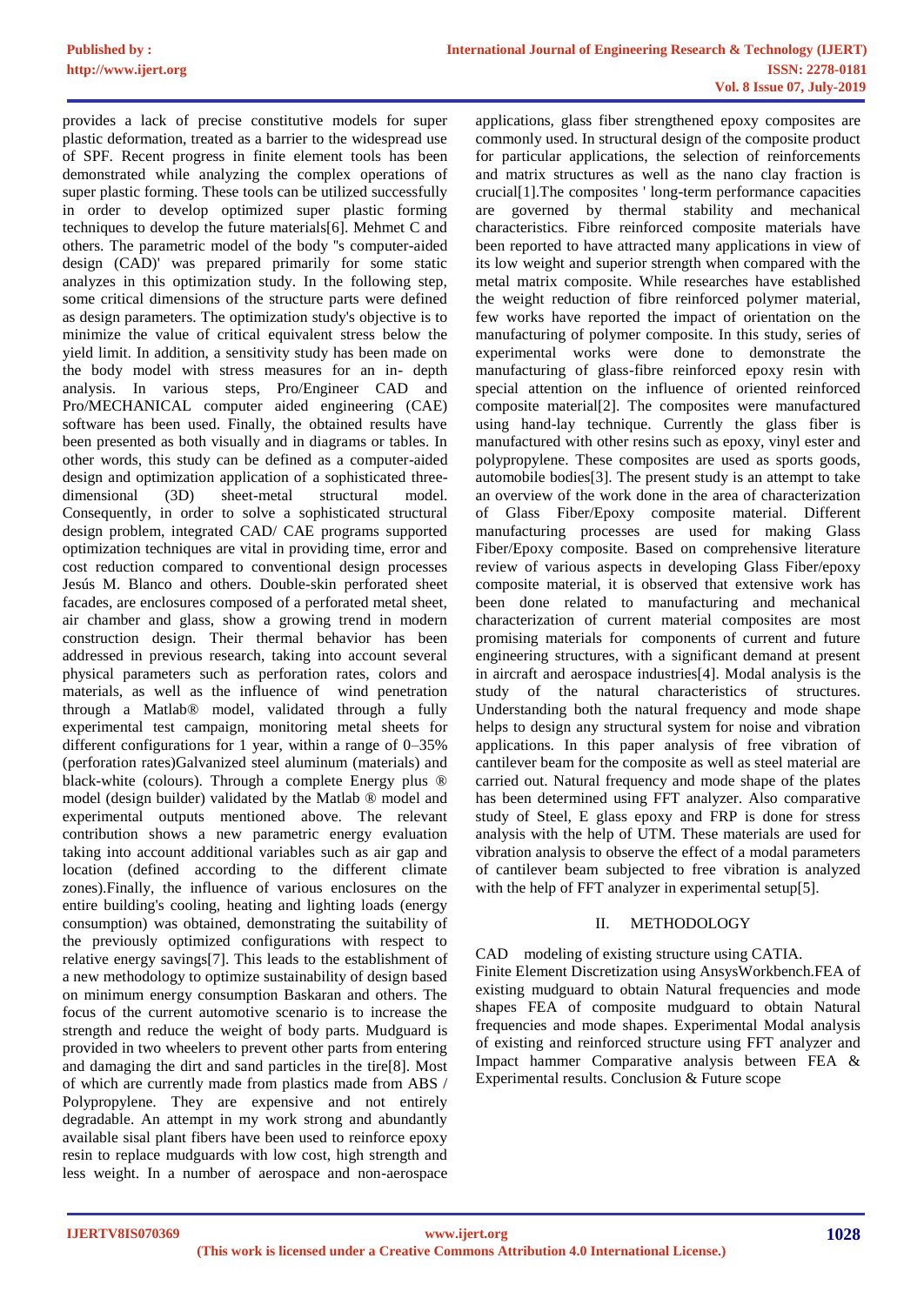provides a lack of precise constitutive models for super plastic deformation, treated as a barrier to the widespread use of SPF. Recent progress in finite element tools has been demonstrated while analyzing the complex operations of super plastic forming. These tools can be utilized successfully in order to develop optimized super plastic forming techniques to develop the future materials[6]. Mehmet C and others. The parametric model of the body ''s computer-aided design (CAD)' was prepared primarily for some static analyzes in this optimization study. In the following step, some critical dimensions of the structure parts were defined as design parameters. The optimization study's objective is to minimize the value of critical equivalent stress below the yield limit. In addition, a sensitivity study has been made on the body model with stress measures for an in- depth analysis. In various steps, Pro/Engineer CAD and Pro/MECHANICAL computer aided engineering (CAE) software has been used. Finally, the obtained results have been presented as both visually and in diagrams or tables. In other words, this study can be defined as a computer-aided design and optimization application of a sophisticated three-dimensional (3D) sheet-metal structural model. Consequently, in order to solve a sophisticated structural design problem, integrated CAD/ CAE programs supported optimization techniques are vital in providing time, error and cost reduction compared to conventional design processes Jesús M. Blanco and others. Double-skin perforated sheet facades, are enclosures composed of a perforated metal sheet, air chamber and glass, show a growing trend in modern construction design. Their thermal behavior has been addressed in previous research, taking into account several physical parameters such as perforation rates, colors and materials, as well as the influence of wind penetration through a Matlab® model, validated through a fully experimental test campaign, monitoring metal sheets for different configurations for 1 year, within a range of 0–35% (perforation rates)Galvanized steel aluminum (materials) and black-white (colours). Through a complete Energy plus ® model (design builder) validated by the Matlab ® model and experimental outputs mentioned above. The relevant contribution shows a new parametric energy evaluation taking into account additional variables such as air gap and location (defined according to the different climate zones).Finally, the influence of various enclosures on the entire building's cooling, heating and lighting loads (energy consumption) was obtained, demonstrating the suitability of the previously optimized configurations with respect to relative energy savings[7]. This leads to the establishment of a new methodology to optimize sustainability of design based on minimum energy consumption Baskaran and others. The focus of the current automotive scenario is to increase the strength and reduce the weight of body parts. Mudguard is provided in two wheelers to prevent other parts from entering and damaging the dirt and sand particles in the tire[8]. Most of which are currently made from plastics made from ABS / Polypropylene. They are expensive and not entirely degradable. An attempt in my work strong and abundantly available sisal plant fibers have been used to reinforce epoxy resin to replace mudguards with low cost, high strength and less weight. In a number of aerospace and non-aerospace applications, glass fiber strengthened epoxy composites are commonly used. In structural design of the composite product for particular applications, the selection of reinforcements and matrix structures as well as the nano clay fraction is crucial[1].The composites ' long-term performance capacities are governed by thermal stability and mechanical characteristics. Fibre reinforced composite materials have been reported to have attracted many applications in view of its low weight and superior strength when compared with the metal matrix composite. While researches have established the weight reduction of fibre reinforced polymer material, few works have reported the impact of orientation on the manufacturing of polymer composite. In this study, series of experimental works were done to demonstrate the manufacturing of glass-fibre reinforced epoxy resin with special attention on the influence of oriented reinforced composite material[2]. The composites were manufactured using hand-lay technique. Currently the glass fiber is manufactured with other resins such as epoxy, vinyl ester and polypropylene. These composites are used as sports goods, automobile bodies[3]. The present study is an attempt to take an overview of the work done in the area of characterization of Glass Fiber/Epoxy composite material. Different manufacturing processes are used for making Glass Fiber/Epoxy composite. Based on comprehensive literature review of various aspects in developing Glass Fiber/epoxy composite material, it is observed that extensive work has been done related to manufacturing and mechanical characterization of current material composites are most promising materials for components of current and future engineering structures, with a significant demand at present in aircraft and aerospace industries[4]. Modal analysis is the study of the natural characteristics of structures. Understanding both the natural frequency and mode shape helps to design any structural system for noise and vibration applications. In this paper analysis of free vibration of cantilever beam for the composite as well as steel material are carried out. Natural frequency and mode shape of the plates has been determined using FFT analyzer. Also comparative study of Steel, E glass epoxy and FRP is done for stress analysis with the help of UTM. These materials are used for vibration analysis to observe the effect of a modal parameters of cantilever beam subjected to free vibration is analyzed with the help of FFT analyzer in experimental setup[5].

## II. METHODOLOGY

CAD modeling of existing structure using CATIA.
Finite Element Discretization using AnsysWorkbench.FEA of existing mudguard to obtain Natural frequencies and mode shapes FEA of composite mudguard to obtain Natural frequencies and mode shapes. Experimental Modal analysis of existing and reinforced structure using FFT analyzer and Impact hammer Comparative analysis between FEA & Experimental results. Conclusion & Future scope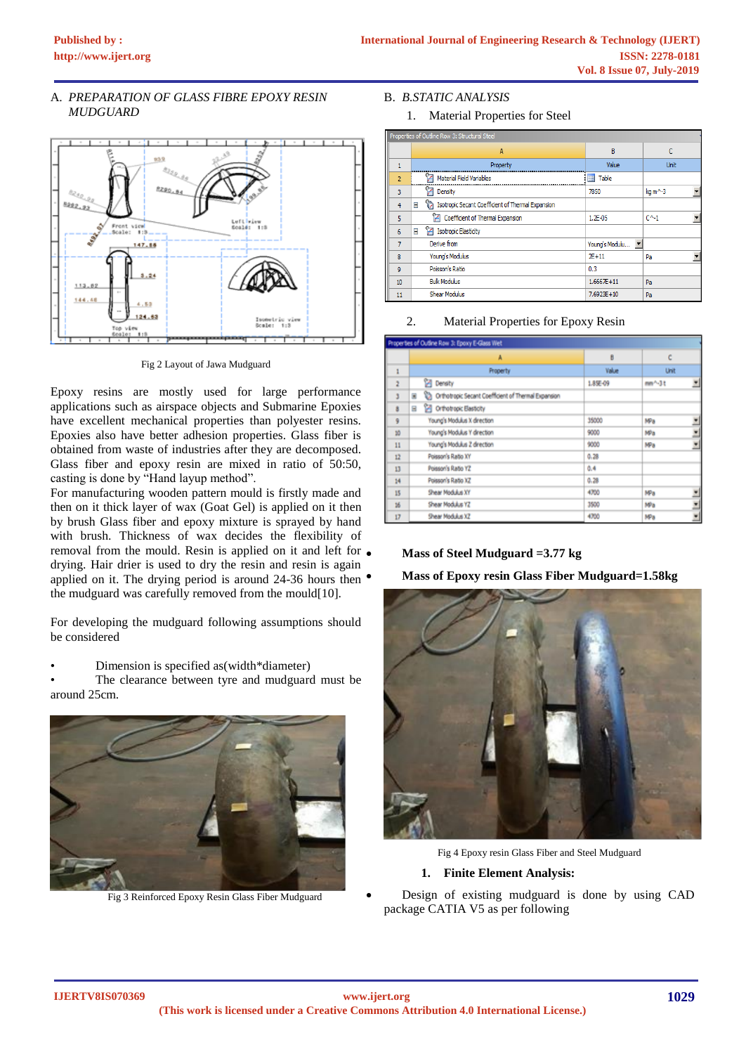A. *PREPARATION OF GLASS FIBRE EPOXY RESIN MUDGUARD*

Fig 2 Layout of Jawa Mudguard

Epoxy resins are mostly used for large performance applications such as airspace objects and Submarine Epoxies have excellent mechanical properties than polyester resins. Epoxies also have better adhesion properties. Glass fiber is obtained from waste of industries after they are decomposed. Glass fiber and epoxy resin are mixed in ratio of 50:50, casting is done by "Hand layup method".

For manufacturing wooden pattern mould is firstly made and then on it thick layer of wax (Goat Gel) is applied on it then by brush Glass fiber and epoxy mixture is sprayed by hand with brush. Thickness of wax decides the flexibility of removal from the mould. Resin is applied on it and left for drying. Hair drier is used to dry the resin and resin is again applied on it. The drying period is around 24-36 hours then the mudguard was carefully removed from the mould[10].

For developing the mudguard following assumptions should be considered

- Dimension is specified as(width*diameter)
- The clearance between tyre and mudguard must be around 25cm.

Fig 3 Reinforced Epoxy Resin Glass Fiber Mudguard

B. *B.STATIC ANALYSIS*

1. Material Properties for Steel

Properties of Outline Row 3: Structural Steel

| | A | B | C |
|---|---|---|---|
| 1 | Property | Value | Unit |
| 2 | Material Field Variables | Table | |
| 3 | Density | 7850 | kg m^-3 |
| 4 | Isotropic Secant Coefficient of Thermal Expansion | | |
| 5 | Coefficient of Thermal Expansion | 1.2E-05 | C^-1 |
| 6 | Isotropic Elasticity | | |
| 7 | Derive from | Young's Modulu... | |
| 8 | Young's Modulus | 2E+11 | Pa |
| 9 | Poisson's Ratio | 0.3 | |
| 10 | Bulk Modulus | 1.6667E+11 | Pa |
| 11 | Shear Modulus | 7.6923E+10 | Pa |

2. Material Properties for Epoxy Resin

Properties of Outline Row 3: Epoxy E-Glass Wet

| | A | B | C |
|---|---|---|---|
| 1 | Property | Value | Unit |
| 2 | Density | 1.85E-09 | mm^-3 t |
| 3 | Orthotropic Secant Coefficient of Thermal Expansion | | |
| 8 | Orthotropic Elasticity | | |
| 9 | Young's Modulus X direction | 35000 | MPa |
| 10 | Young's Modulus Y direction | 9000 | MPa |
| 11 | Young's Modulus Z direction | 9000 | MPa |
| 12 | Poisson's Ratio XY | 0.28 | |
| 13 | Poisson's Ratio YZ | 0.4 | |
| 14 | Poisson's Ratio XZ | 0.28 | |
| 15 | Shear Modulus XY | 4700 | MPa |
| 16 | Shear Modulus YZ | 3500 | MPa |
| 17 | Shear Modulus XZ | 4700 | MPa |

- **Mass of Steel Mudguard =3.77 kg**
- **Mass of Epoxy resin Glass Fiber Mudguard=1.58kg**

Fig 4 Epoxy resin Glass Fiber and Steel Mudguard

1. **Finite Element Analysis:**

- Design of existing mudguard is done by using CAD package CATIA V5 as per following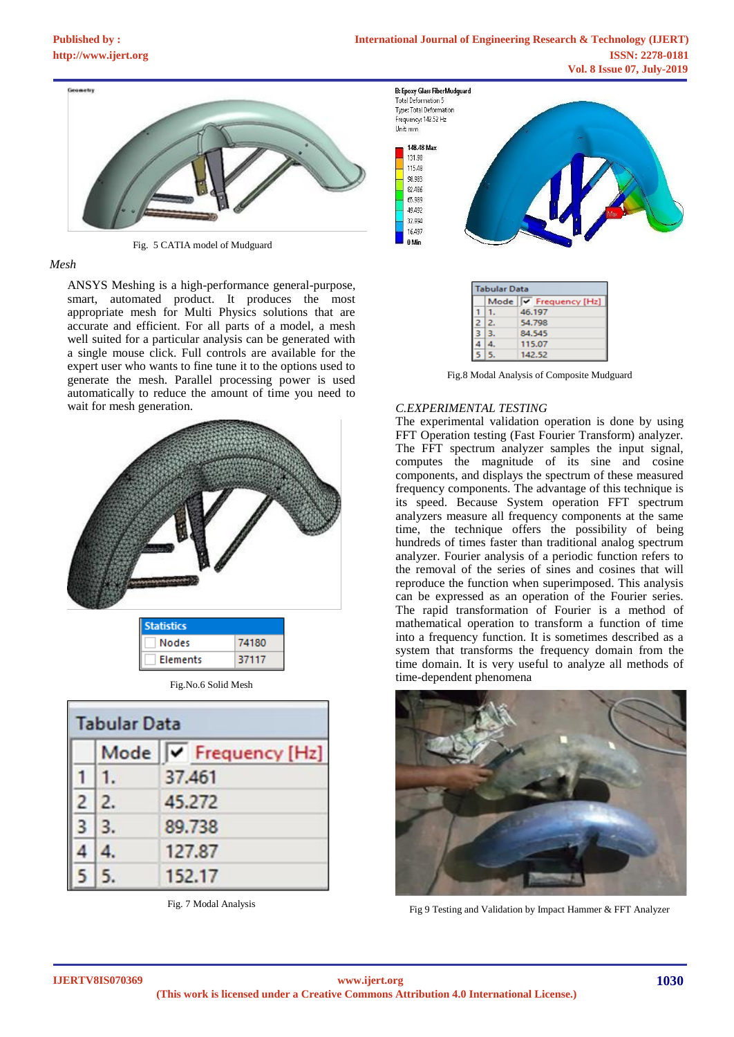Fig. 5 CATIA model of Mudguard

*Mesh*

ANSYS Meshing is a high-performance general-purpose, smart, automated product. It produces the most appropriate mesh for Multi Physics solutions that are accurate and efficient. For all parts of a model, a mesh well suited for a particular analysis can be generated with a single mouse click. Full controls are available for the expert user who wants to fine tune it to the options used to generate the mesh. Parallel processing power is used automatically to reduce the amount of time you need to wait for mesh generation.

| Statistics | |
|---|---|
| Nodes | 74180 |
| Elements | 37117 |

Fig.No.6 Solid Mesh

| | Mode | Frequency [Hz] |
|---|---|---|
| 1 | 1. | 37.461 |
| 2 | 2. | 45.272 |
| 3 | 3. | 89.738 |
| 4 | 4. | 127.87 |
| 5 | 5. | 152.17 |

Fig. 7 Modal Analysis

B: Epoxy Glass FiberMudguard
Total Deformation 5
Type: Total Deformation
Frequency: 142.52 Hz
Unit: mm

148.48 Max
131.98
115.48
98.983
82.486
65.989
49.492
32.994
16.497
0 Min

| | Mode | Frequency [Hz] |
|---|---|---|
| 1 | 1. | 46.197 |
| 2 | 2. | 54.798 |
| 3 | 3. | 84.545 |
| 4 | 4. | 115.07 |
| 5 | 5. | 142.52 |

Fig.8 Modal Analysis of Composite Mudguard

*C.EXPERIMENTAL TESTING*

The experimental validation operation is done by using FFT Operation testing (Fast Fourier Transform) analyzer. The FFT spectrum analyzer samples the input signal, computes the magnitude of its sine and cosine components, and displays the spectrum of these measured frequency components. The advantage of this technique is its speed. Because System operation FFT spectrum analyzers measure all frequency components at the same time, the technique offers the possibility of being hundreds of times faster than traditional analog spectrum analyzer. Fourier analysis of a periodic function refers to the removal of the series of sines and cosines that will reproduce the function when superimposed. This analysis can be expressed as an operation of the Fourier series. The rapid transformation of Fourier is a method of mathematical operation to transform a function of time into a frequency function. It is sometimes described as a system that transforms the frequency domain from the time domain. It is very useful to analyze all methods of time-dependent phenomena

Fig 9 Testing and Validation by Impact Hammer & FFT Analyzer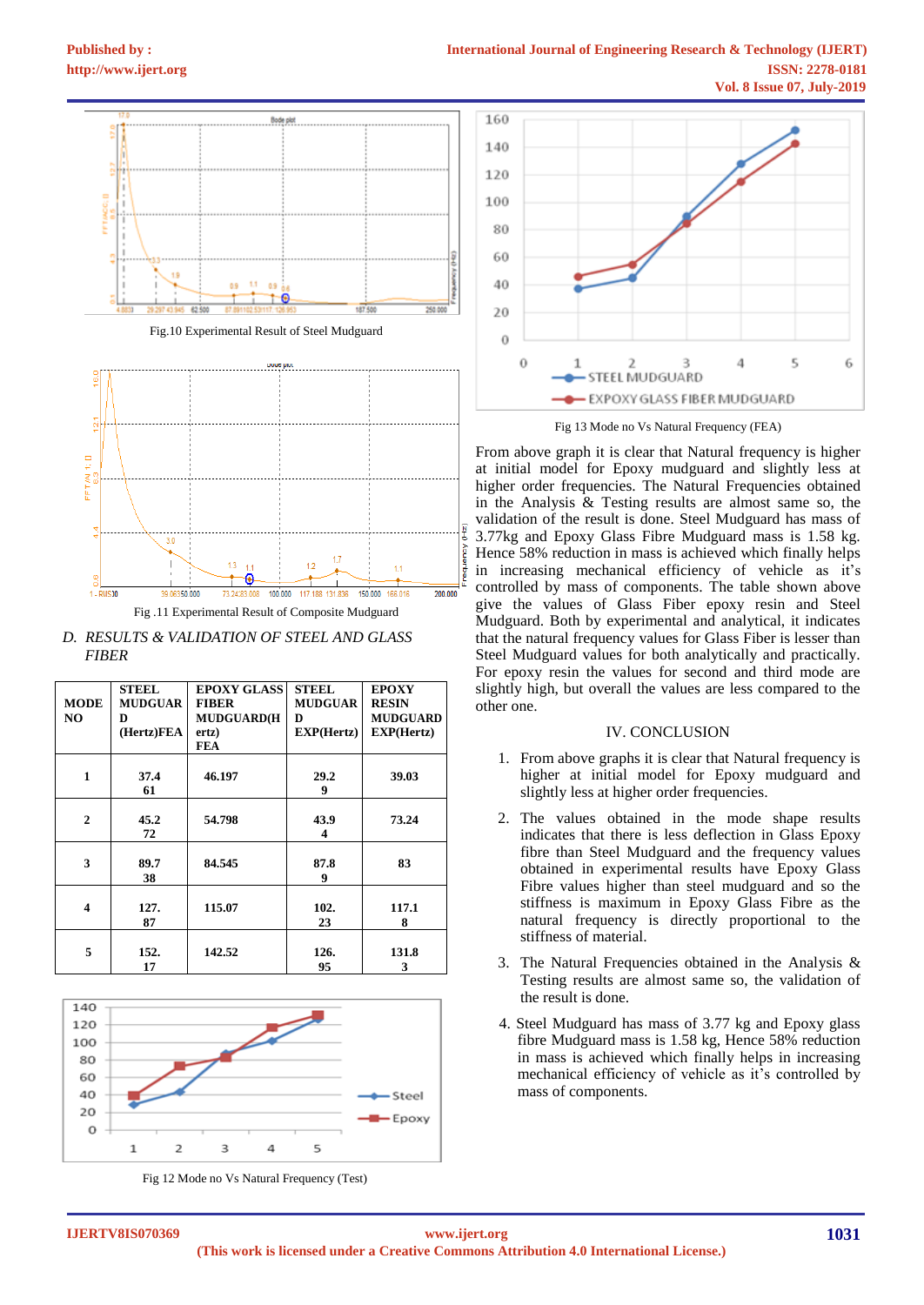Fig.10 Experimental Result of Steel Mudguard

Fig .11 Experimental Result of Composite Mudguard

*D. RESULTS & VALIDATION OF STEEL AND GLASS FIBER*

| MODE NO | STEEL MUDGUARD (Hertz)FEA | EPOXY GLASS FIBER MUDGUARD(Hertz) FEA | STEEL MUDGUARD EXP(Hertz) | EPOXY RESIN MUDGUARD EXP(Hertz) |
|---|---|---|---|---|
| 1 | 37.461 | 46.197 | 29.29 | 39.03 |
| 2 | 45.272 | 54.798 | 43.94 | 73.24 |
| 3 | 89.738 | 84.545 | 87.89 | 83 |
| 4 | 127.87 | 115.07 | 102.23 | 117.18 |
| 5 | 152.17 | 142.52 | 126.95 | 131.83 |

Fig 12 Mode no Vs Natural Frequency (Test)

Fig 13 Mode no Vs Natural Frequency (FEA)

From above graph it is clear that Natural frequency is higher at initial model for Epoxy mudguard and slightly less at higher order frequencies. The Natural Frequencies obtained in the Analysis & Testing results are almost same so, the validation of the result is done. Steel Mudguard has mass of 3.77kg and Epoxy Glass Fibre Mudguard mass is 1.58 kg. Hence 58% reduction in mass is achieved which finally helps in increasing mechanical efficiency of vehicle as it's controlled by mass of components. The table shown above give the values of Glass Fiber epoxy resin and Steel Mudguard. Both by experimental and analytical, it indicates that the natural frequency values for Glass Fiber is lesser than Steel Mudguard values for both analytically and practically. For epoxy resin the values for second and third mode are slightly high, but overall the values are less compared to the other one.

## IV. CONCLUSION

1. From above graphs it is clear that Natural frequency is higher at initial model for Epoxy mudguard and slightly less at higher order frequencies.
2. The values obtained in the mode shape results indicates that there is less deflection in Glass Epoxy fibre than Steel Mudguard and the frequency values obtained in experimental results have Epoxy Glass Fibre values higher than steel mudguard and so the stiffness is maximum in Epoxy Glass Fibre as the natural frequency is directly proportional to the stiffness of material.
3. The Natural Frequencies obtained in the Analysis & Testing results are almost same so, the validation of the result is done.
4. Steel Mudguard has mass of 3.77 kg and Epoxy glass fibre Mudguard mass is 1.58 kg, Hence 58% reduction in mass is achieved which finally helps in increasing mechanical efficiency of vehicle as it's controlled by mass of components.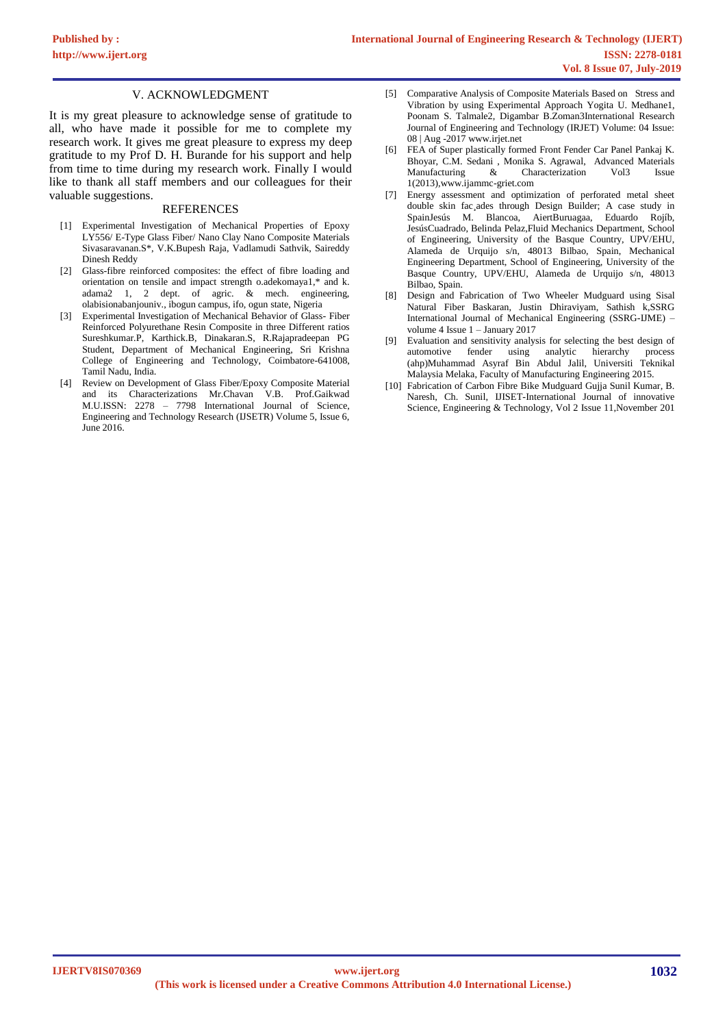## V. ACKNOWLEDGMENT

It is my great pleasure to acknowledge sense of gratitude to all, who have made it possible for me to complete my research work. It gives me great pleasure to express my deep gratitude to my Prof D. H. Burande for his support and help from time to time during my research work. Finally I would like to thank all staff members and our colleagues for their valuable suggestions.

## REFERENCES

[1] Experimental Investigation of Mechanical Properties of Epoxy LY556/ E-Type Glass Fiber/ Nano Clay Nano Composite Materials Sivasaravanan.S*, V.K.Bupesh Raja, Vadlamudi Sathvik, Saireddy Dinesh Reddy

[2] Glass-fibre reinforced composites: the effect of fibre loading and orientation on tensile and impact strength o.adekomaya1,* and k. adama2 1, 2 dept. of agric. & mech. engineering, olabisionabanjouniv., ibogun campus, ifo, ogun state, Nigeria

[3] Experimental Investigation of Mechanical Behavior of Glass- Fiber Reinforced Polyurethane Resin Composite in three Different ratios Sureshkumar.P, Karthick.B, Dinakaran.S, R.Rajapradeepan PG Student, Department of Mechanical Engineering, Sri Krishna College of Engineering and Technology, Coimbatore-641008, Tamil Nadu, India.

[4] Review on Development of Glass Fiber/Epoxy Composite Material and its Characterizations Mr.Chavan V.B. Prof.Gaikwad M.U.ISSN: 2278 – 7798 International Journal of Science, Engineering and Technology Research (IJSETR) Volume 5, Issue 6, June 2016.

[5] Comparative Analysis of Composite Materials Based on Stress and Vibration by using Experimental Approach Yogita U. Medhane1, Poonam S. Talmale2, Digambar B.Zoman3International Research Journal of Engineering and Technology (IRJET) Volume: 04 Issue: 08 | Aug -2017 www.irjet.net

[6] FEA of Super plastically formed Front Fender Car Panel Pankaj K. Bhoyar, C.M. Sedani , Monika S. Agrawal, Advanced Materials Manufacturing & Characterization Vol3 Issue 1(2013),www.ijammc-griet.com

[7] Energy assessment and optimization of perforated metal sheet double skin fac¸ades through Design Builder; A case study in SpainJesús M. Blancoa, AiertBuruagaa, Eduardo Rojíb, JesúsCuadrado, Belinda Pelaz,Fluid Mechanics Department, School of Engineering, University of the Basque Country, UPV/EHU, Alameda de Urquijo s/n, 48013 Bilbao, Spain, Mechanical Engineering Department, School of Engineering, University of the Basque Country, UPV/EHU, Alameda de Urquijo s/n, 48013 Bilbao, Spain.

[8] Design and Fabrication of Two Wheeler Mudguard using Sisal Natural Fiber Baskaran, Justin Dhiraviyam, Sathish k,SSRG International Journal of Mechanical Engineering (SSRG-IJME) – volume 4 Issue 1 – January 2017

[9] Evaluation and sensitivity analysis for selecting the best design of automotive fender using analytic hierarchy process (ahp)Muhammad Asyraf Bin Abdul Jalil, Universiti Teknikal Malaysia Melaka, Faculty of Manufacturing Engineering 2015.

[10] Fabrication of Carbon Fibre Bike Mudguard Gujja Sunil Kumar, B. Naresh, Ch. Sunil, IJISET-International Journal of innovative Science, Engineering & Technology, Vol 2 Issue 11,November 201